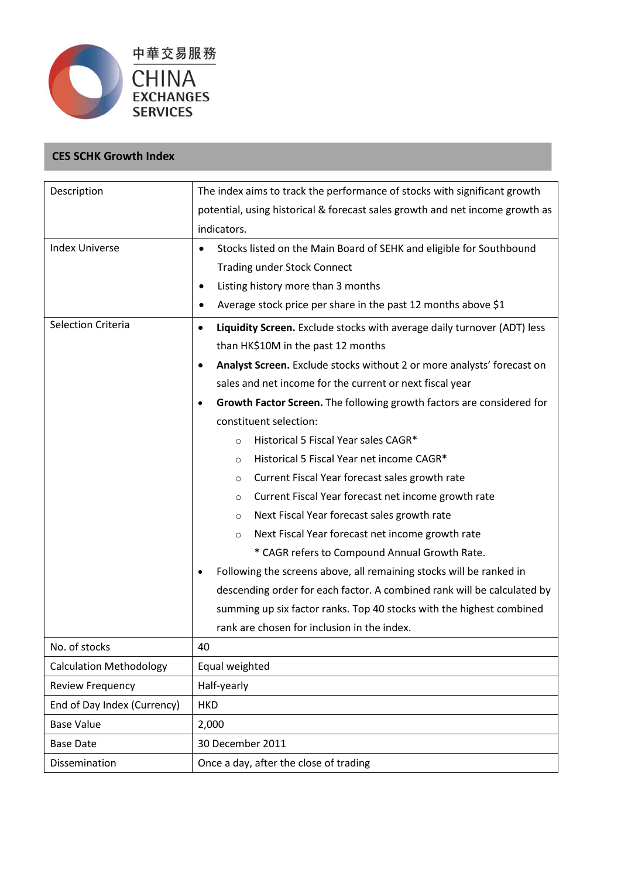中華交易服務
CHINA EXCHANGES SERVICES

## CES SCHK Growth Index

| | |
|---|---|
| Description | The index aims to track the performance of stocks with significant growth potential, using historical & forecast sales growth and net income growth as indicators. |
| Index Universe | • Stocks listed on the Main Board of SEHK and eligible for Southbound Trading under Stock Connect<br>• Listing history more than 3 months<br>• Average stock price per share in the past 12 months above $1 |
| Selection Criteria | • **Liquidity Screen.** Exclude stocks with average daily turnover (ADT) less than HK$10M in the past 12 months<br>• **Analyst Screen.** Exclude stocks without 2 or more analysts' forecast on sales and net income for the current or next fiscal year<br>• **Growth Factor Screen.** The following growth factors are considered for constituent selection:<br>○ Historical 5 Fiscal Year sales CAGR*<br>○ Historical 5 Fiscal Year net income CAGR*<br>○ Current Fiscal Year forecast sales growth rate<br>○ Current Fiscal Year forecast net income growth rate<br>○ Next Fiscal Year forecast sales growth rate<br>○ Next Fiscal Year forecast net income growth rate<br>* CAGR refers to Compound Annual Growth Rate.<br>• Following the screens above, all remaining stocks will be ranked in descending order for each factor. A combined rank will be calculated by summing up six factor ranks. Top 40 stocks with the highest combined rank are chosen for inclusion in the index. |
| No. of stocks | 40 |
| Calculation Methodology | Equal weighted |
| Review Frequency | Half-yearly |
| End of Day Index (Currency) | HKD |
| Base Value | 2,000 |
| Base Date | 30 December 2011 |
| Dissemination | Once a day, after the close of trading |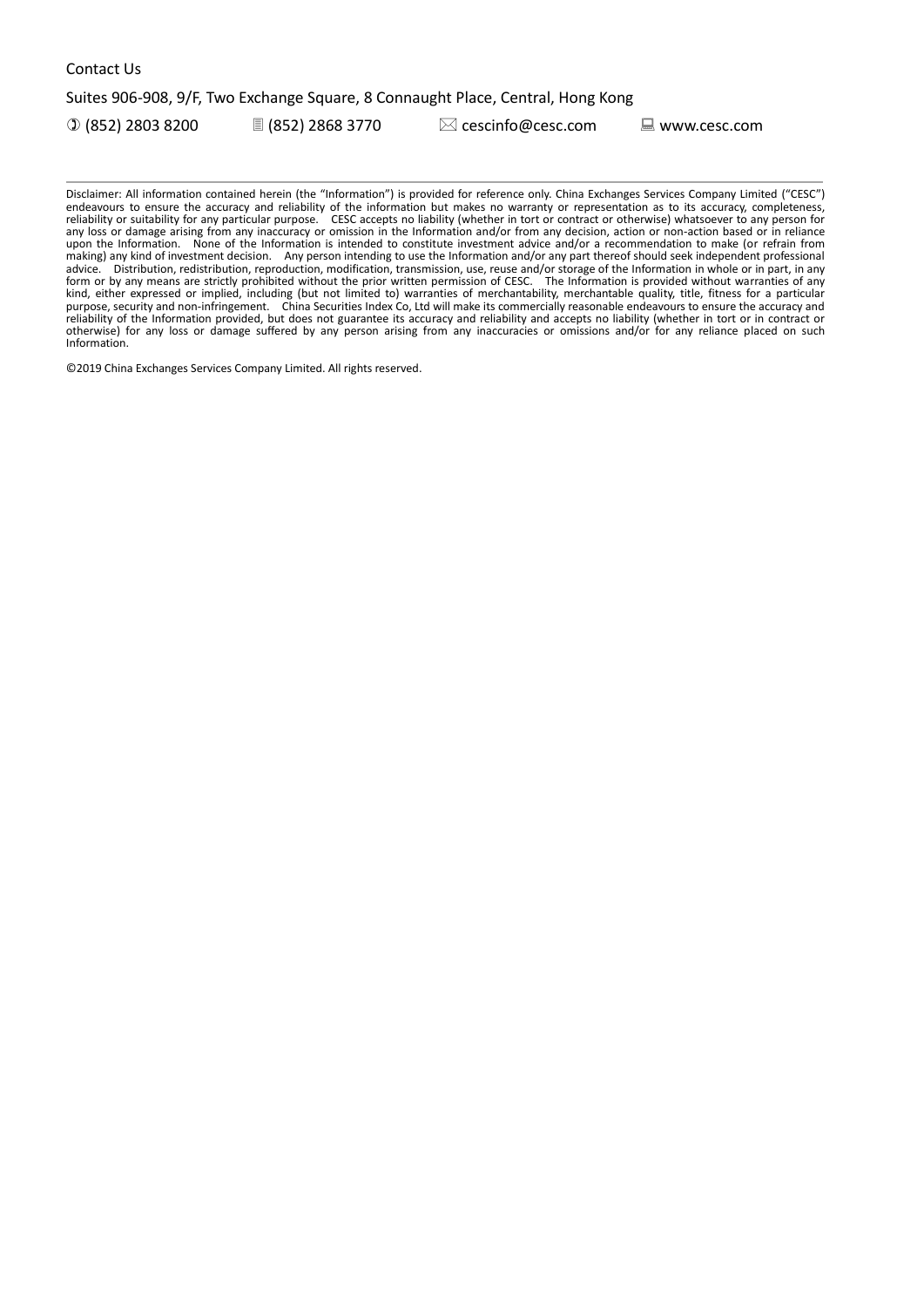Contact Us

Suites 906-908, 9/F, Two Exchange Square, 8 Connaught Place, Central, Hong Kong

(852) 2803 8200 (852) 2868 3770 cescinfo@cesc.com www.cesc.com

---

Disclaimer: All information contained herein (the "Information") is provided for reference only. China Exchanges Services Company Limited ("CESC") endeavours to ensure the accuracy and reliability of the information but makes no warranty or representation as to its accuracy, completeness, reliability or suitability for any particular purpose. CESC accepts no liability (whether in tort or contract or otherwise) whatsoever to any person for any loss or damage arising from any inaccuracy or omission in the Information and/or from any decision, action or non-action based or in reliance upon the Information. None of the Information is intended to constitute investment advice and/or a recommendation to make (or refrain from making) any kind of investment decision. Any person intending to use the Information and/or any part thereof should seek independent professional advice. Distribution, redistribution, reproduction, modification, transmission, use, reuse and/or storage of the Information in whole or in part, in any form or by any means are strictly prohibited without the prior written permission of CESC. The Information is provided without warranties of any kind, either expressed or implied, including (but not limited to) warranties of merchantability, merchantable quality, title, fitness for a particular purpose, security and non-infringement. China Securities Index Co, Ltd will make its commercially reasonable endeavours to ensure the accuracy and reliability of the Information provided, but does not guarantee its accuracy and reliability and accepts no liability (whether in tort or in contract or otherwise) for any loss or damage suffered by any person arising from any inaccuracies or omissions and/or for any reliance placed on such Information.

©2019 China Exchanges Services Company Limited. All rights reserved.